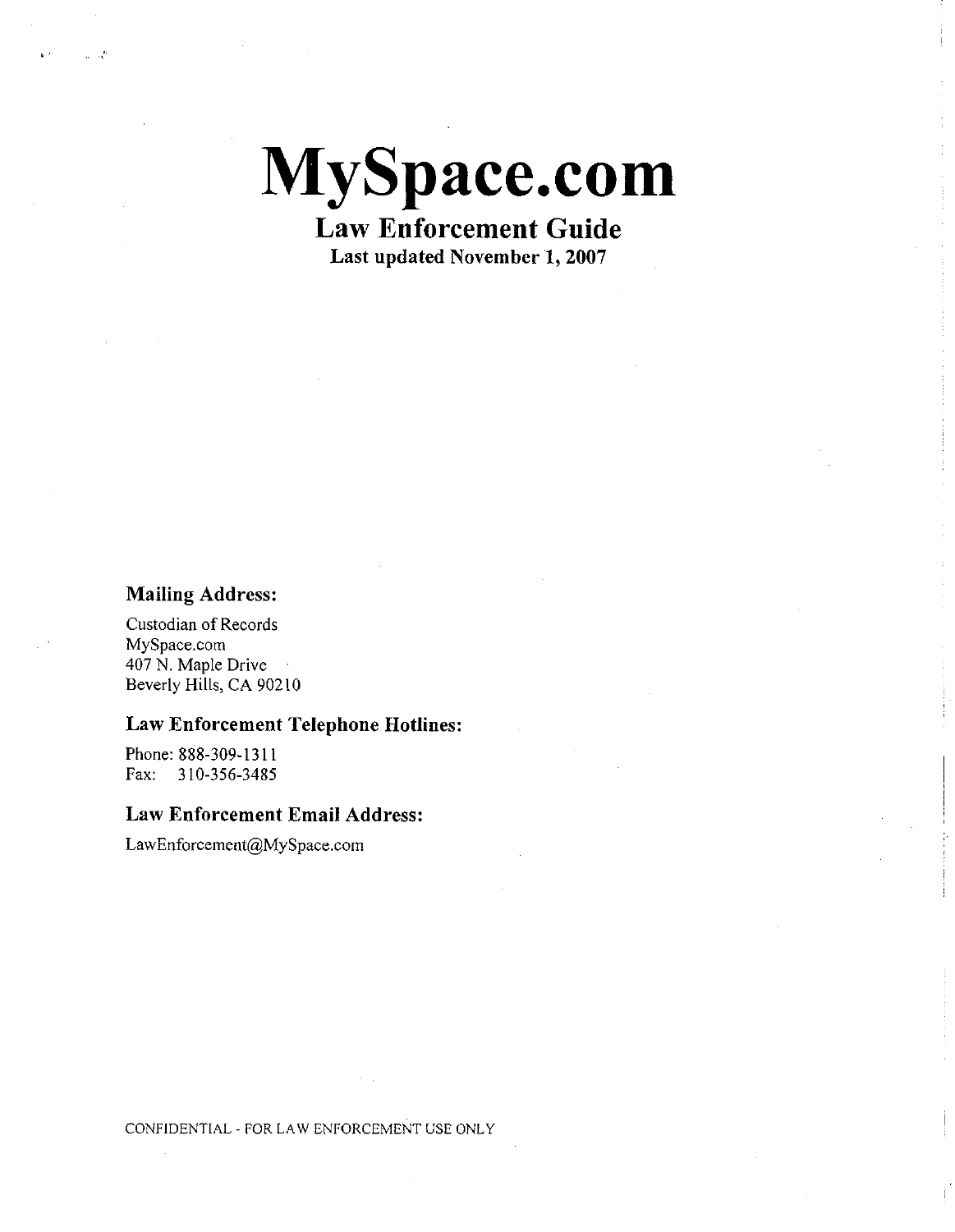# MySpace.com

## Law Enforcement Guide

**Last updated November 1, 2007**

### Mailing Address:

Custodian of Records
MySpace.com
407 N. Maple Drive
Beverly Hills, CA 90210

### Law Enforcement Telephone Hotlines:

Phone: 888-309-1311
Fax: 310-356-3485

### Law Enforcement Email Address:

LawEnforcement@MySpace.com

CONFIDENTIAL - FOR LAW ENFORCEMENT USE ONLY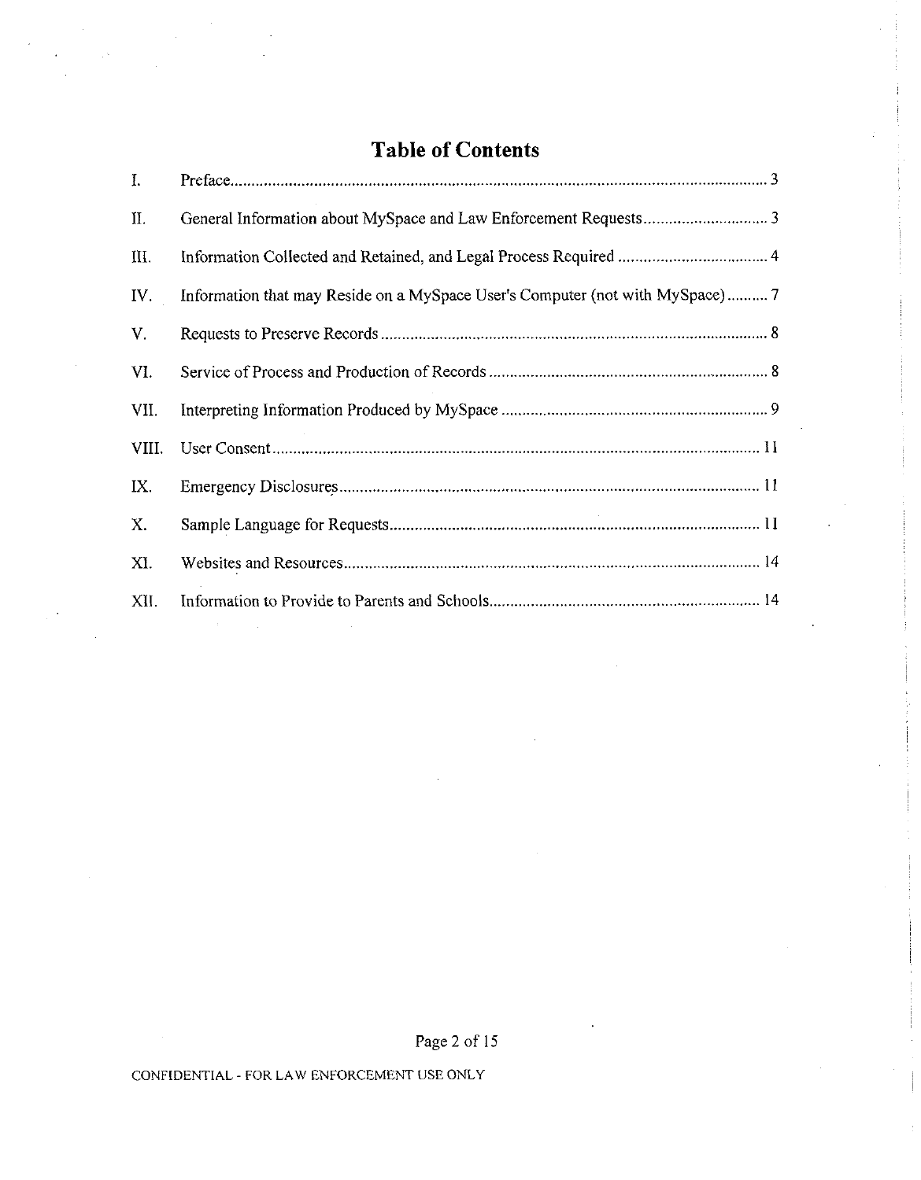# Table of Contents

| | | |
|---|---|---|
| I. | Preface | 3 |
| II. | General Information about MySpace and Law Enforcement Requests | 3 |
| III. | Information Collected and Retained, and Legal Process Required | 4 |
| IV. | Information that may Reside on a MySpace User's Computer (not with MySpace) | 7 |
| V. | Requests to Preserve Records | 8 |
| VI. | Service of Process and Production of Records | 8 |
| VII. | Interpreting Information Produced by MySpace | 9 |
| VIII. | User Consent | 11 |
| IX. | Emergency Disclosures | 11 |
| X. | Sample Language for Requests | 11 |
| XI. | Websites and Resources | 14 |
| XII. | Information to Provide to Parents and Schools | 14 |

CONFIDENTIAL - FOR LAW ENFORCEMENT USE ONLY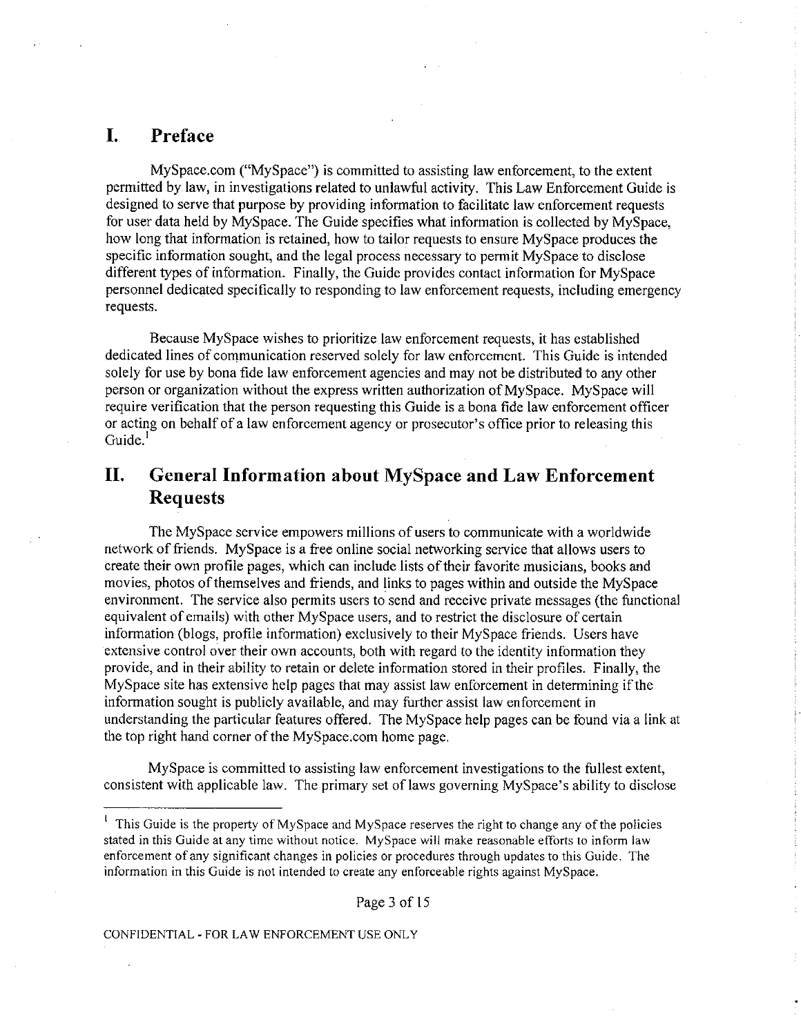# I. Preface

MySpace.com ("MySpace") is committed to assisting law enforcement, to the extent permitted by law, in investigations related to unlawful activity. This Law Enforcement Guide is designed to serve that purpose by providing information to facilitate law enforcement requests for user data held by MySpace. The Guide specifies what information is collected by MySpace, how long that information is retained, how to tailor requests to ensure MySpace produces the specific information sought, and the legal process necessary to permit MySpace to disclose different types of information. Finally, the Guide provides contact information for MySpace personnel dedicated specifically to responding to law enforcement requests, including emergency requests.

Because MySpace wishes to prioritize law enforcement requests, it has established dedicated lines of communication reserved solely for law enforcement. This Guide is intended solely for use by bona fide law enforcement agencies and may not be distributed to any other person or organization without the express written authorization of MySpace. MySpace will require verification that the person requesting this Guide is a bona fide law enforcement officer or acting on behalf of a law enforcement agency or prosecutor's office prior to releasing this Guide.[1]

# II. General Information about MySpace and Law Enforcement Requests

The MySpace service empowers millions of users to communicate with a worldwide network of friends. MySpace is a free online social networking service that allows users to create their own profile pages, which can include lists of their favorite musicians, books and movies, photos of themselves and friends, and links to pages within and outside the MySpace environment. The service also permits users to send and receive private messages (the functional equivalent of emails) with other MySpace users, and to restrict the disclosure of certain information (blogs, profile information) exclusively to their MySpace friends. Users have extensive control over their own accounts, both with regard to the identity information they provide, and in their ability to retain or delete information stored in their profiles. Finally, the MySpace site has extensive help pages that may assist law enforcement in determining if the information sought is publicly available, and may further assist law enforcement in understanding the particular features offered. The MySpace help pages can be found via a link at the top right hand corner of the MySpace.com home page.

MySpace is committed to assisting law enforcement investigations to the fullest extent, consistent with applicable law. The primary set of laws governing MySpace's ability to disclose

[1] This Guide is the property of MySpace and MySpace reserves the right to change any of the policies stated in this Guide at any time without notice. MySpace will make reasonable efforts to inform law enforcement of any significant changes in policies or procedures through updates to this Guide. The information in this Guide is not intended to create any enforceable rights against MySpace.

CONFIDENTIAL - FOR LAW ENFORCEMENT USE ONLY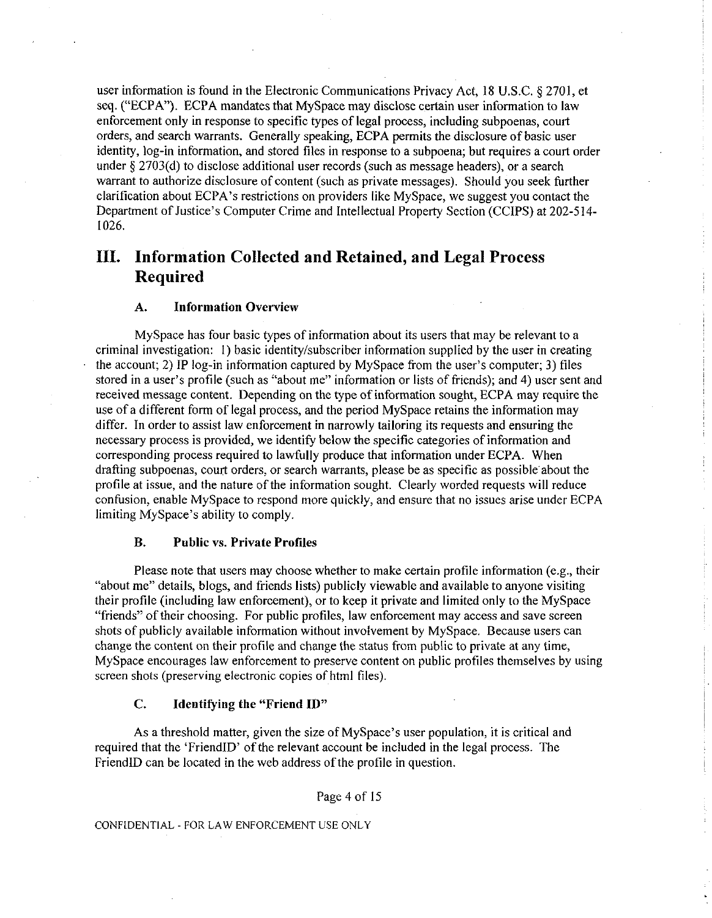user information is found in the Electronic Communications Privacy Act, 18 U.S.C. § 2701, et seq. ("ECPA"). ECPA mandates that MySpace may disclose certain user information to law enforcement only in response to specific types of legal process, including subpoenas, court orders, and search warrants. Generally speaking, ECPA permits the disclosure of basic user identity, log-in information, and stored files in response to a subpoena; but requires a court order under § 2703(d) to disclose additional user records (such as message headers), or a search warrant to authorize disclosure of content (such as private messages). Should you seek further clarification about ECPA's restrictions on providers like MySpace, we suggest you contact the Department of Justice's Computer Crime and Intellectual Property Section (CCIPS) at 202-514-1026.

# III. Information Collected and Retained, and Legal Process Required

## A. Information Overview

MySpace has four basic types of information about its users that may be relevant to a criminal investigation: 1) basic identity/subscriber information supplied by the user in creating the account; 2) IP log-in information captured by MySpace from the user's computer; 3) files stored in a user's profile (such as "about me" information or lists of friends); and 4) user sent and received message content. Depending on the type of information sought, ECPA may require the use of a different form of legal process, and the period MySpace retains the information may differ. In order to assist law enforcement in narrowly tailoring its requests and ensuring the necessary process is provided, we identify below the specific categories of information and corresponding process required to lawfully produce that information under ECPA. When drafting subpoenas, court orders, or search warrants, please be as specific as possible about the profile at issue, and the nature of the information sought. Clearly worded requests will reduce confusion, enable MySpace to respond more quickly, and ensure that no issues arise under ECPA limiting MySpace's ability to comply.

## B. Public vs. Private Profiles

Please note that users may choose whether to make certain profile information (e.g., their "about me" details, blogs, and friends lists) publicly viewable and available to anyone visiting their profile (including law enforcement), or to keep it private and limited only to the MySpace "friends" of their choosing. For public profiles, law enforcement may access and save screen shots of publicly available information without involvement by MySpace. Because users can change the content on their profile and change the status from public to private at any time, MySpace encourages law enforcement to preserve content on public profiles themselves by using screen shots (preserving electronic copies of html files).

## C. Identifying the "Friend ID"

As a threshold matter, given the size of MySpace's user population, it is critical and required that the 'FriendID' of the relevant account be included in the legal process. The FriendID can be located in the web address of the profile in question.

CONFIDENTIAL - FOR LAW ENFORCEMENT USE ONLY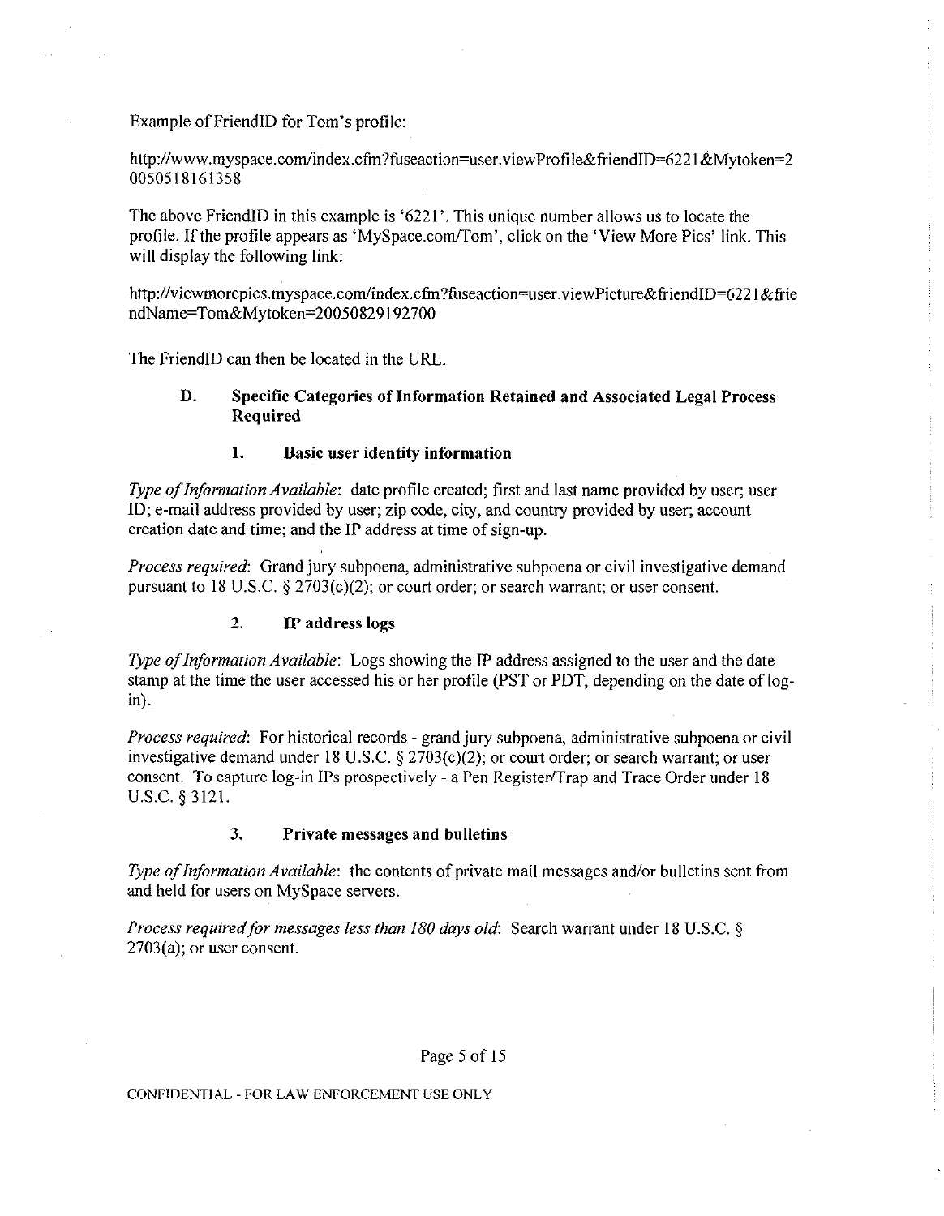Example of FriendID for Tom's profile:

http://www.myspace.com/index.cfm?fuseaction=user.viewProfile&friendID=6221&Mytoken=20050518161358

The above FriendID in this example is '6221'. This unique number allows us to locate the profile. If the profile appears as 'MySpace.com/Tom', click on the 'View More Pics' link. This will display the following link:

http://viewmorepics.myspace.com/index.cfm?fuseaction=user.viewPicture&friendID=6221&friendName=Tom&Mytoken=20050829192700

The FriendID can then be located in the URL.

### D. Specific Categories of Information Retained and Associated Legal Process Required

#### 1. Basic user identity information

*Type of Information Available*: date profile created; first and last name provided by user; user ID; e-mail address provided by user; zip code, city, and country provided by user; account creation date and time; and the IP address at time of sign-up.

*Process required*: Grand jury subpoena, administrative subpoena or civil investigative demand pursuant to 18 U.S.C. § 2703(c)(2); or court order; or search warrant; or user consent.

#### 2. IP address logs

*Type of Information Available*: Logs showing the IP address assigned to the user and the date stamp at the time the user accessed his or her profile (PST or PDT, depending on the date of log-in).

*Process required*: For historical records - grand jury subpoena, administrative subpoena or civil investigative demand under 18 U.S.C. § 2703(c)(2); or court order; or search warrant; or user consent. To capture log-in IPs prospectively - a Pen Register/Trap and Trace Order under 18 U.S.C. § 3121.

#### 3. Private messages and bulletins

*Type of Information Available*: the contents of private mail messages and/or bulletins sent from and held for users on MySpace servers.

*Process required for messages less than 180 days old*: Search warrant under 18 U.S.C. § 2703(a); or user consent.

CONFIDENTIAL - FOR LAW ENFORCEMENT USE ONLY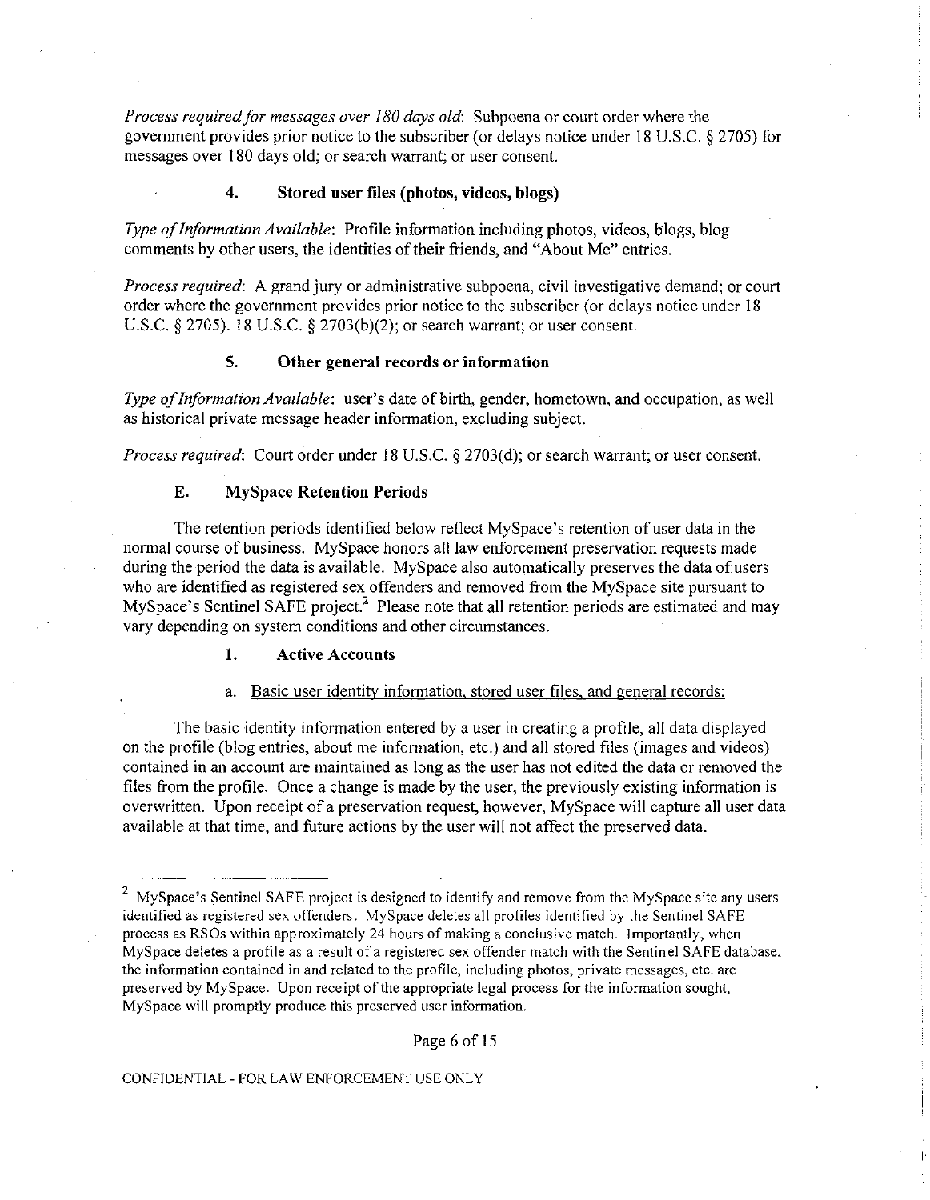*Process required for messages over 180 days old*: Subpoena or court order where the government provides prior notice to the subscriber (or delays notice under 18 U.S.C. § 2705) for messages over 180 days old; or search warrant; or user consent.

#### 4. Stored user files (photos, videos, blogs)

*Type of Information Available*: Profile information including photos, videos, blogs, blog comments by other users, the identities of their friends, and "About Me" entries.

*Process required*: A grand jury or administrative subpoena, civil investigative demand; or court order where the government provides prior notice to the subscriber (or delays notice under 18 U.S.C. § 2705). 18 U.S.C. § 2703(b)(2); or search warrant; or user consent.

#### 5. Other general records or information

*Type of Information Available*: user's date of birth, gender, hometown, and occupation, as well as historical private message header information, excluding subject.

*Process required*: Court order under 18 U.S.C. § 2703(d); or search warrant; or user consent.

### E. MySpace Retention Periods

The retention periods identified below reflect MySpace's retention of user data in the normal course of business. MySpace honors all law enforcement preservation requests made during the period the data is available. MySpace also automatically preserves the data of users who are identified as registered sex offenders and removed from the MySpace site pursuant to MySpace's Sentinel SAFE project.[2] Please note that all retention periods are estimated and may vary depending on system conditions and other circumstances.

#### 1. Active Accounts

a. Basic user identity information, stored user files, and general records:

The basic identity information entered by a user in creating a profile, all data displayed on the profile (blog entries, about me information, etc.) and all stored files (images and videos) contained in an account are maintained as long as the user has not edited the data or removed the files from the profile. Once a change is made by the user, the previously existing information is overwritten. Upon receipt of a preservation request, however, MySpace will capture all user data available at that time, and future actions by the user will not affect the preserved data.

---

[2] MySpace's Sentinel SAFE project is designed to identify and remove from the MySpace site any users identified as registered sex offenders. MySpace deletes all profiles identified by the Sentinel SAFE process as RSOs within approximately 24 hours of making a conclusive match. Importantly, when MySpace deletes a profile as a result of a registered sex offender match with the Sentinel SAFE database, the information contained in and related to the profile, including photos, private messages, etc. are preserved by MySpace. Upon receipt of the appropriate legal process for the information sought, MySpace will promptly produce this preserved user information.

CONFIDENTIAL - FOR LAW ENFORCEMENT USE ONLY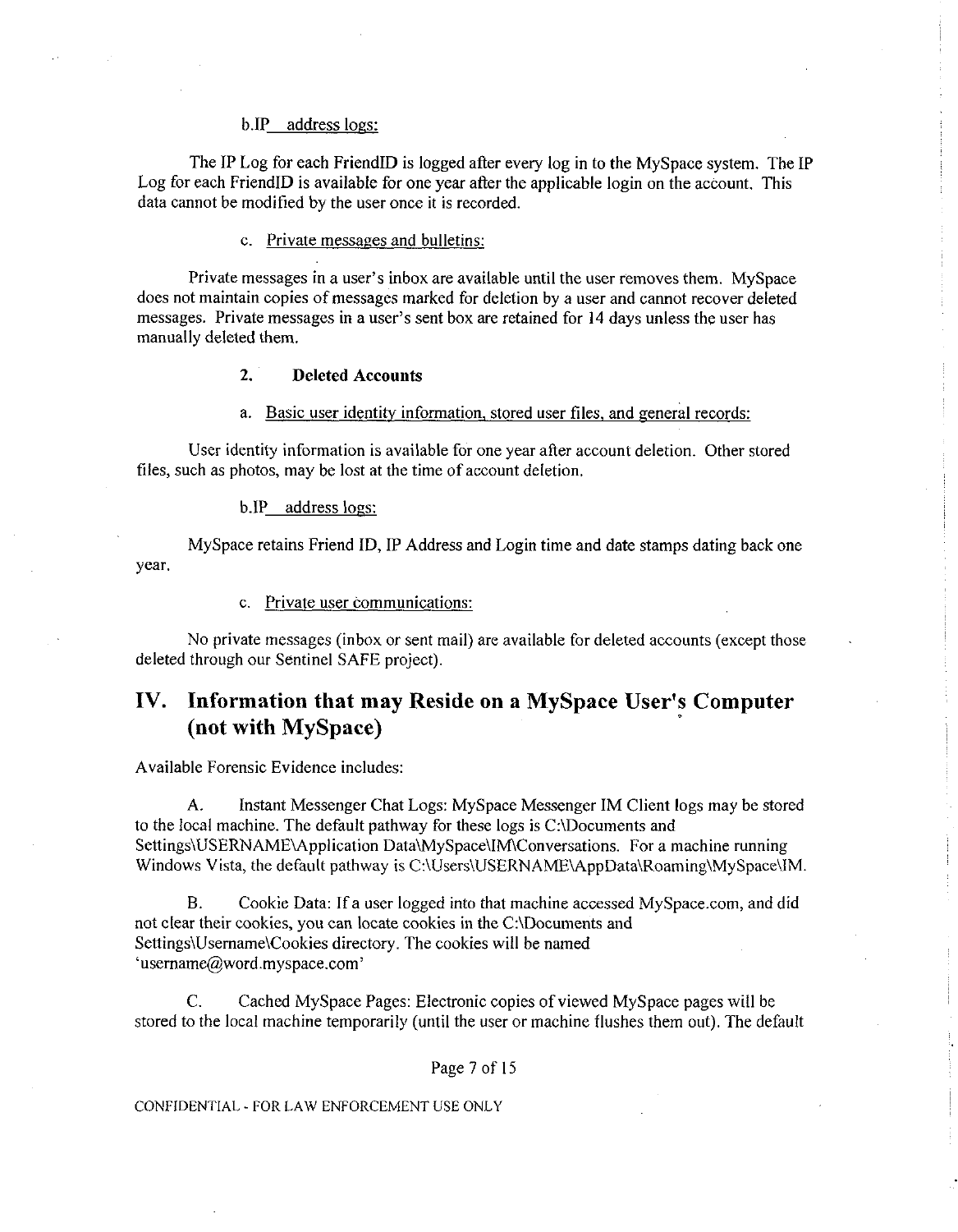b. IP address logs:

The IP Log for each FriendID is logged after every log in to the MySpace system. The IP Log for each FriendID is available for one year after the applicable login on the account. This data cannot be modified by the user once it is recorded.

c. Private messages and bulletins:

Private messages in a user's inbox are available until the user removes them. MySpace does not maintain copies of messages marked for deletion by a user and cannot recover deleted messages. Private messages in a user's sent box are retained for 14 days unless the user has manually deleted them.

### 2. Deleted Accounts

a. Basic user identity information, stored user files, and general records:

User identity information is available for one year after account deletion. Other stored files, such as photos, may be lost at the time of account deletion.

b. IP address logs:

MySpace retains Friend ID, IP Address and Login time and date stamps dating back one year.

c. Private user communications:

No private messages (inbox or sent mail) are available for deleted accounts (except those deleted through our Sentinel SAFE project).

## IV. Information that may Reside on a MySpace User's Computer (not with MySpace)

Available Forensic Evidence includes:

A. Instant Messenger Chat Logs: MySpace Messenger IM Client logs may be stored to the local machine. The default pathway for these logs is C:\Documents and Settings\USERNAME\Application Data\MySpace\IM\Conversations. For a machine running Windows Vista, the default pathway is C:\Users\USERNAME\AppData\Roaming\MySpace\IM.

B. Cookie Data: If a user logged into that machine accessed MySpace.com, and did not clear their cookies, you can locate cookies in the C:\Documents and Settings\Username\Cookies directory. The cookies will be named 'username@word.myspace.com'

C. Cached MySpace Pages: Electronic copies of viewed MySpace pages will be stored to the local machine temporarily (until the user or machine flushes them out). The default

CONFIDENTIAL - FOR LAW ENFORCEMENT USE ONLY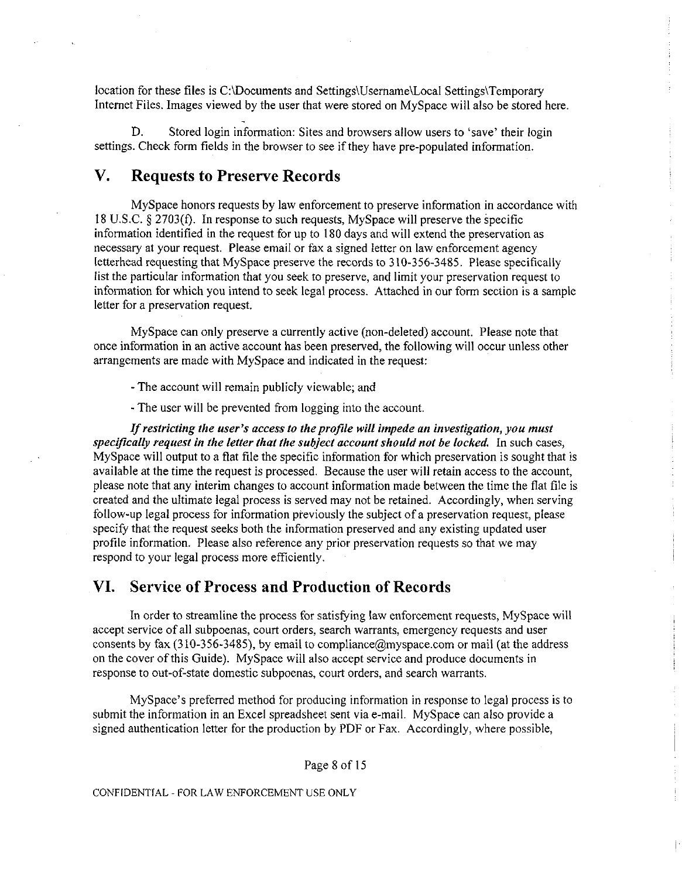location for these files is C:\Documents and Settings\Username\Local Settings\Temporary Internet Files. Images viewed by the user that were stored on MySpace will also be stored here.

D. Stored login information: Sites and browsers allow users to 'save' their login settings. Check form fields in the browser to see if they have pre-populated information.

## V. Requests to Preserve Records

MySpace honors requests by law enforcement to preserve information in accordance with 18 U.S.C. § 2703(f). In response to such requests, MySpace will preserve the specific information identified in the request for up to 180 days and will extend the preservation as necessary at your request. Please email or fax a signed letter on law enforcement agency letterhead requesting that MySpace preserve the records to 310-356-3485. Please specifically list the particular information that you seek to preserve, and limit your preservation request to information for which you intend to seek legal process. Attached in our form section is a sample letter for a preservation request.

MySpace can only preserve a currently active (non-deleted) account. Please note that once information in an active account has been preserved, the following will occur unless other arrangements are made with MySpace and indicated in the request:

- The account will remain publicly viewable; and

- The user will be prevented from logging into the account.

***If restricting the user's access to the profile will impede an investigation, you must specifically request in the letter that the subject account should not be locked.*** In such cases, MySpace will output to a flat file the specific information for which preservation is sought that is available at the time the request is processed. Because the user will retain access to the account, please note that any interim changes to account information made between the time the flat file is created and the ultimate legal process is served may not be retained. Accordingly, when serving follow-up legal process for information previously the subject of a preservation request, please specify that the request seeks both the information preserved and any existing updated user profile information. Please also reference any prior preservation requests so that we may respond to your legal process more efficiently.

## VI. Service of Process and Production of Records

In order to streamline the process for satisfying law enforcement requests, MySpace will accept service of all subpoenas, court orders, search warrants, emergency requests and user consents by fax (310-356-3485), by email to compliance@myspace.com or mail (at the address on the cover of this Guide). MySpace will also accept service and produce documents in response to out-of-state domestic subpoenas, court orders, and search warrants.

MySpace's preferred method for producing information in response to legal process is to submit the information in an Excel spreadsheet sent via e-mail. MySpace can also provide a signed authentication letter for the production by PDF or Fax. Accordingly, where possible,

CONFIDENTIAL - FOR LAW ENFORCEMENT USE ONLY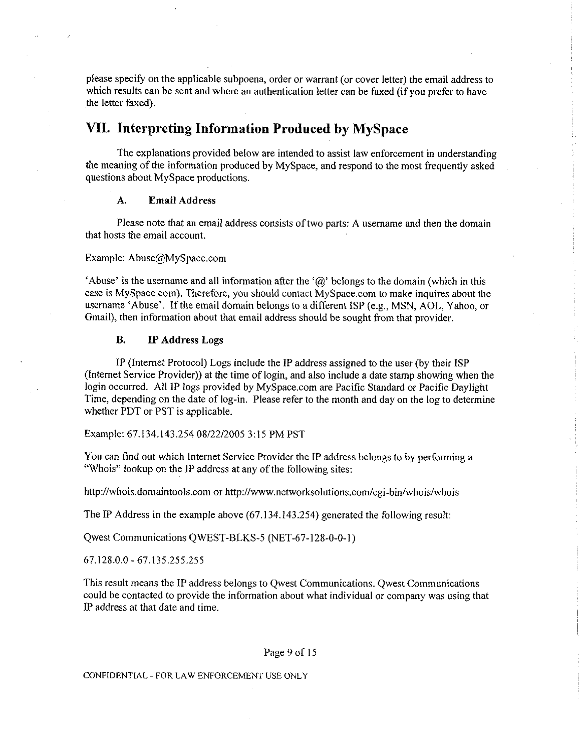please specify on the applicable subpoena, order or warrant (or cover letter) the email address to which results can be sent and where an authentication letter can be faxed (if you prefer to have the letter faxed).

## VII. Interpreting Information Produced by MySpace

The explanations provided below are intended to assist law enforcement in understanding the meaning of the information produced by MySpace, and respond to the most frequently asked questions about MySpace productions.

### A. Email Address

Please note that an email address consists of two parts: A username and then the domain that hosts the email account.

Example: Abuse@MySpace.com

'Abuse' is the username and all information after the '@' belongs to the domain (which in this case is MySpace.com). Therefore, you should contact MySpace.com to make inquires about the username 'Abuse'. If the email domain belongs to a different ISP (e.g., MSN, AOL, Yahoo, or Gmail), then information about that email address should be sought from that provider.

### B. IP Address Logs

IP (Internet Protocol) Logs include the IP address assigned to the user (by their ISP (Internet Service Provider)) at the time of login, and also include a date stamp showing when the login occurred. All IP logs provided by MySpace.com are Pacific Standard or Pacific Daylight Time, depending on the date of log-in. Please refer to the month and day on the log to determine whether PDT or PST is applicable.

Example: 67.134.143.254 08/22/2005 3:15 PM PST

You can find out which Internet Service Provider the IP address belongs to by performing a "Whois" lookup on the IP address at any of the following sites:

http://whois.domaintools.com or http://www.networksolutions.com/cgi-bin/whois/whois

The IP Address in the example above (67.134.143.254) generated the following result:

Qwest Communications QWEST-BLKS-5 (NET-67-128-0-0-1)

67.128.0.0 - 67.135.255.255

This result means the IP address belongs to Qwest Communications. Qwest Communications could be contacted to provide the information about what individual or company was using that IP address at that date and time.

CONFIDENTIAL - FOR LAW ENFORCEMENT USE ONLY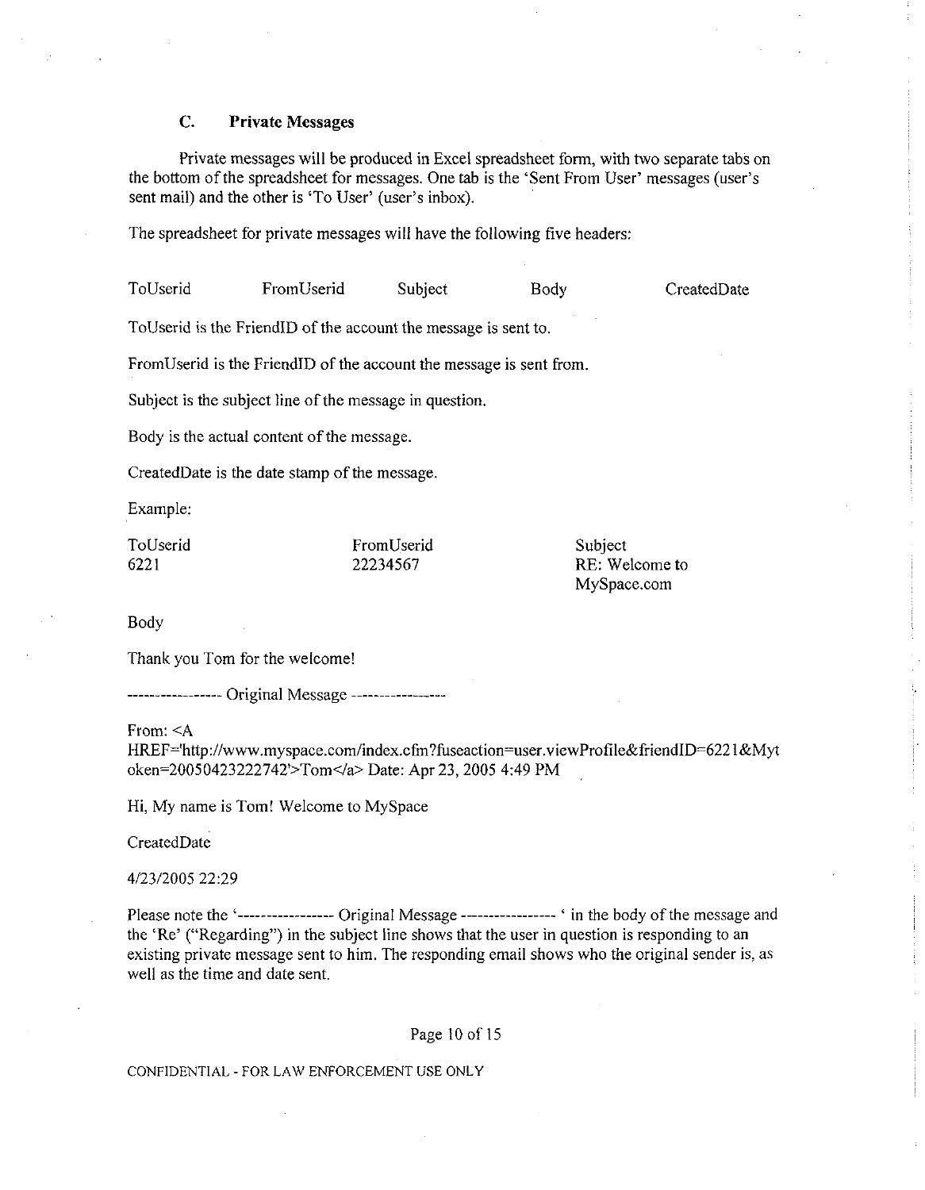### C. Private Messages

Private messages will be produced in Excel spreadsheet form, with two separate tabs on the bottom of the spreadsheet for messages. One tab is the 'Sent From User' messages (user's sent mail) and the other is 'To User' (user's inbox).

The spreadsheet for private messages will have the following five headers:

| ToUserid | FromUserid | Subject | Body | CreatedDate |
|---|---|---|---|---|

ToUserid is the FriendID of the account the message is sent to.

FromUserid is the FriendID of the account the message is sent from.

Subject is the subject line of the message in question.

Body is the actual content of the message.

CreatedDate is the date stamp of the message.

Example:

| ToUserid | FromUserid | Subject |
|---|---|---|
| 6221 | 22234567 | RE: Welcome to MySpace.com |

Body

Thank you Tom for the welcome!

----------------- Original Message -----------------

From: <A HREF='http://www.myspace.com/index.cfm?fuseaction=user.viewProfile&friendID=6221&Mytoken=20050423222742'>Tom</a> Date: Apr 23, 2005 4:49 PM

Hi, My name is Tom! Welcome to MySpace

CreatedDate

4/23/2005 22:29

Please note the '----------------- Original Message ----------------- ' in the body of the message and the 'Re' ("Regarding") in the subject line shows that the user in question is responding to an existing private message sent to him. The responding email shows who the original sender is, as well as the time and date sent.

CONFIDENTIAL - FOR LAW ENFORCEMENT USE ONLY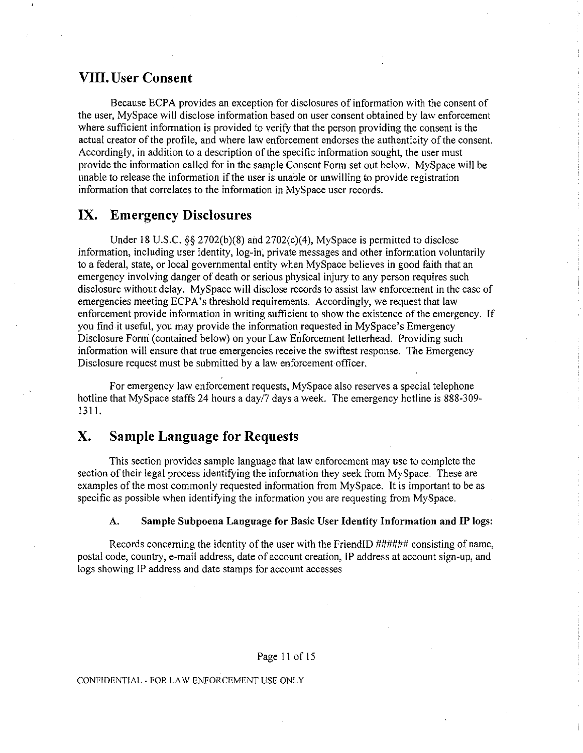## VIII. User Consent

Because ECPA provides an exception for disclosures of information with the consent of the user, MySpace will disclose information based on user consent obtained by law enforcement where sufficient information is provided to verify that the person providing the consent is the actual creator of the profile, and where law enforcement endorses the authenticity of the consent. Accordingly, in addition to a description of the specific information sought, the user must provide the information called for in the sample Consent Form set out below. MySpace will be unable to release the information if the user is unable or unwilling to provide registration information that correlates to the information in MySpace user records.

## IX. Emergency Disclosures

Under 18 U.S.C. §§ 2702(b)(8) and 2702(c)(4), MySpace is permitted to disclose information, including user identity, log-in, private messages and other information voluntarily to a federal, state, or local governmental entity when MySpace believes in good faith that an emergency involving danger of death or serious physical injury to any person requires such disclosure without delay. MySpace will disclose records to assist law enforcement in the case of emergencies meeting ECPA's threshold requirements. Accordingly, we request that law enforcement provide information in writing sufficient to show the existence of the emergency. If you find it useful, you may provide the information requested in MySpace's Emergency Disclosure Form (contained below) on your Law Enforcement letterhead. Providing such information will ensure that true emergencies receive the swiftest response. The Emergency Disclosure request must be submitted by a law enforcement officer.

For emergency law enforcement requests, MySpace also reserves a special telephone hotline that MySpace staffs 24 hours a day/7 days a week. The emergency hotline is 888-309-1311.

## X. Sample Language for Requests

This section provides sample language that law enforcement may use to complete the section of their legal process identifying the information they seek from MySpace. These are examples of the most commonly requested information from MySpace. It is important to be as specific as possible when identifying the information you are requesting from MySpace.

### A. Sample Subpoena Language for Basic User Identity Information and IP logs:

Records concerning the identity of the user with the FriendID ###### consisting of name, postal code, country, e-mail address, date of account creation, IP address at account sign-up, and logs showing IP address and date stamps for account accesses

CONFIDENTIAL - FOR LAW ENFORCEMENT USE ONLY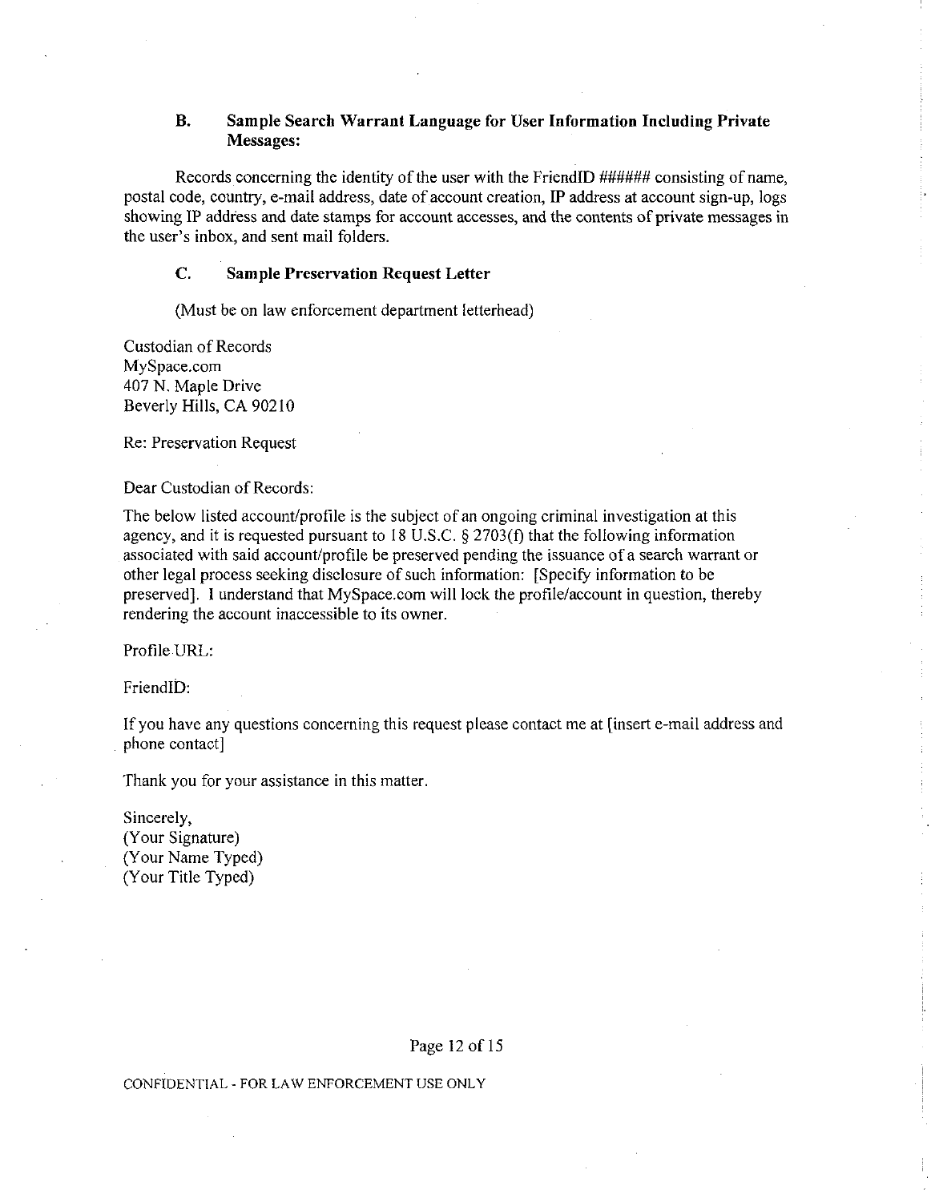### B. Sample Search Warrant Language for User Information Including Private Messages:

Records concerning the identity of the user with the FriendID ###### consisting of name, postal code, country, e-mail address, date of account creation, IP address at account sign-up, logs showing IP address and date stamps for account accesses, and the contents of private messages in the user's inbox, and sent mail folders.

### C. Sample Preservation Request Letter

(Must be on law enforcement department letterhead)

Custodian of Records
MySpace.com
407 N. Maple Drive
Beverly Hills, CA 90210

Re: Preservation Request

Dear Custodian of Records:

The below listed account/profile is the subject of an ongoing criminal investigation at this agency, and it is requested pursuant to 18 U.S.C. § 2703(f) that the following information associated with said account/profile be preserved pending the issuance of a search warrant or other legal process seeking disclosure of such information: [Specify information to be preserved]. I understand that MySpace.com will lock the profile/account in question, thereby rendering the account inaccessible to its owner.

Profile URL:

FriendID:

If you have any questions concerning this request please contact me at [insert e-mail address and phone contact]

Thank you for your assistance in this matter.

Sincerely,
(Your Signature)
(Your Name Typed)
(Your Title Typed)

CONFIDENTIAL - FOR LAW ENFORCEMENT USE ONLY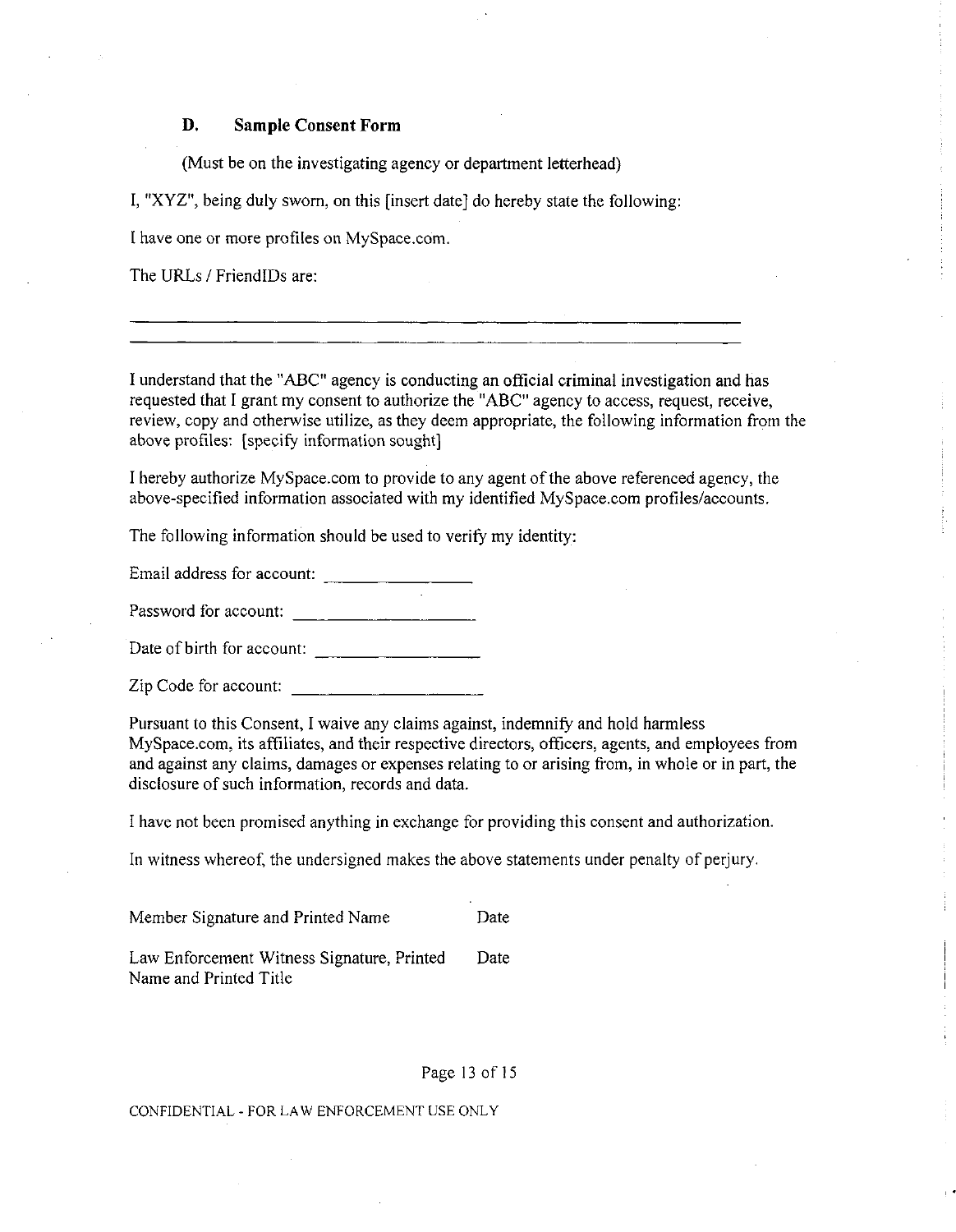### D. Sample Consent Form

(Must be on the investigating agency or department letterhead)

I, "XYZ", being duly sworn, on this [insert date] do hereby state the following:

I have one or more profiles on MySpace.com.

The URLs / FriendIDs are:

\_\_\_\_\_\_\_\_\_\_\_\_\_\_\_\_\_\_\_\_\_\_\_\_\_\_\_\_\_\_\_\_\_\_\_\_\_\_\_\_\_\_\_\_\_\_\_\_\_\_\_\_\_\_\_\_\_\_\_\_

\_\_\_\_\_\_\_\_\_\_\_\_\_\_\_\_\_\_\_\_\_\_\_\_\_\_\_\_\_\_\_\_\_\_\_\_\_\_\_\_\_\_\_\_\_\_\_\_\_\_\_\_\_\_\_\_\_\_\_\_

I understand that the "ABC" agency is conducting an official criminal investigation and has requested that I grant my consent to authorize the "ABC" agency to access, request, receive, review, copy and otherwise utilize, as they deem appropriate, the following information from the above profiles: [specify information sought]

I hereby authorize MySpace.com to provide to any agent of the above referenced agency, the above-specified information associated with my identified MySpace.com profiles/accounts.

The following information should be used to verify my identity:

Email address for account: \_\_\_\_\_\_\_\_\_\_\_\_\_\_\_\_

Password for account: \_\_\_\_\_\_\_\_\_\_\_\_\_\_\_\_\_\_\_\_

Date of birth for account: \_\_\_\_\_\_\_\_\_\_\_\_\_\_\_\_\_\_

Zip Code for account: \_\_\_\_\_\_\_\_\_\_\_\_\_\_\_\_\_\_\_\_\_

Pursuant to this Consent, I waive any claims against, indemnify and hold harmless MySpace.com, its affiliates, and their respective directors, officers, agents, and employees from and against any claims, damages or expenses relating to or arising from, in whole or in part, the disclosure of such information, records and data.

I have not been promised anything in exchange for providing this consent and authorization.

In witness whereof, the undersigned makes the above statements under penalty of perjury.

Member Signature and Printed Name Date

Law Enforcement Witness Signature, Printed Name and Printed Title Date

CONFIDENTIAL - FOR LAW ENFORCEMENT USE ONLY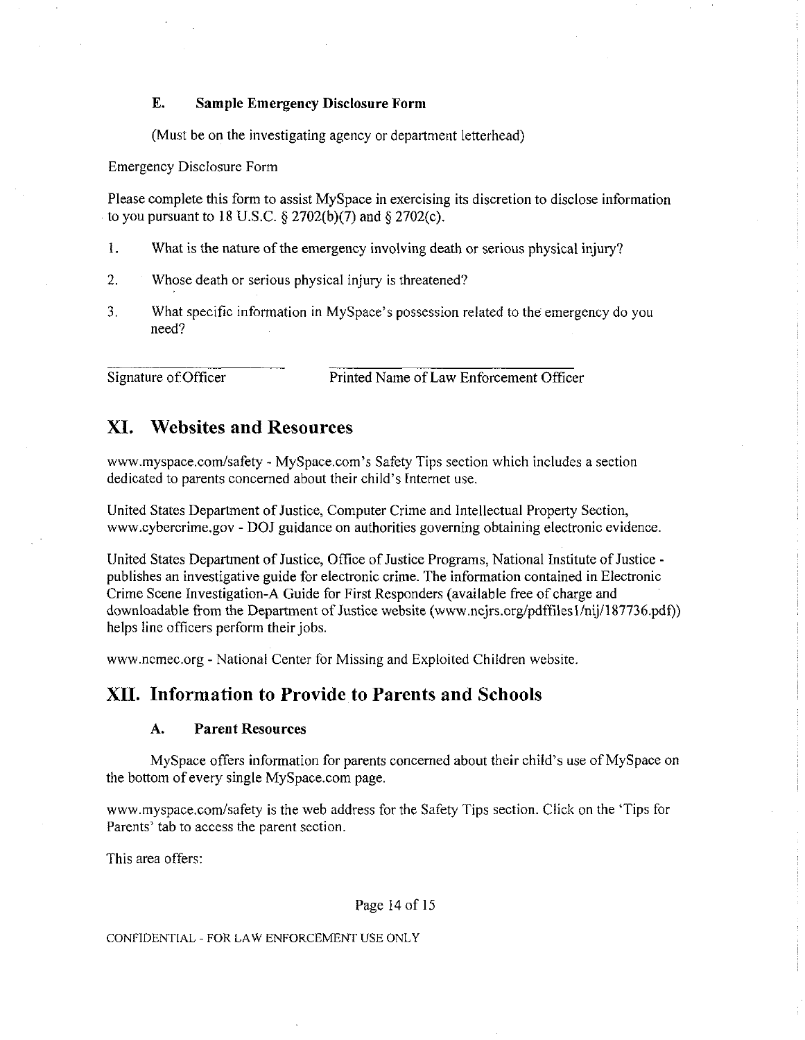### E. Sample Emergency Disclosure Form

(Must be on the investigating agency or department letterhead)

Emergency Disclosure Form

Please complete this form to assist MySpace in exercising its discretion to disclose information to you pursuant to 18 U.S.C. § 2702(b)(7) and § 2702(c).

1. What is the nature of the emergency involving death or serious physical injury?
2. Whose death or serious physical injury is threatened?
3. What specific information in MySpace's possession related to the emergency do you need?

\_\_\_\_\_\_\_\_\_\_\_\_\_\_\_\_\_\_\_\_\_\_\_\_ \_\_\_\_\_\_\_\_\_\_\_\_\_\_\_\_\_\_\_\_\_\_\_\_\_\_\_\_\_\_\_\_

Signature of Officer Printed Name of Law Enforcement Officer

## XI. Websites and Resources

www.myspace.com/safety - MySpace.com's Safety Tips section which includes a section dedicated to parents concerned about their child's Internet use.

United States Department of Justice, Computer Crime and Intellectual Property Section, www.cybercrime.gov - DOJ guidance on authorities governing obtaining electronic evidence.

United States Department of Justice, Office of Justice Programs, National Institute of Justice - publishes an investigative guide for electronic crime. The information contained in Electronic Crime Scene Investigation-A Guide for First Responders (available free of charge and downloadable from the Department of Justice website (www.ncjrs.org/pdffiles1/nij/187736.pdf)) helps line officers perform their jobs.

www.ncmec.org - National Center for Missing and Exploited Children website.

## XII. Information to Provide to Parents and Schools

### A. Parent Resources

MySpace offers information for parents concerned about their child's use of MySpace on the bottom of every single MySpace.com page.

www.myspace.com/safety is the web address for the Safety Tips section. Click on the 'Tips for Parents' tab to access the parent section.

This area offers:

CONFIDENTIAL - FOR LAW ENFORCEMENT USE ONLY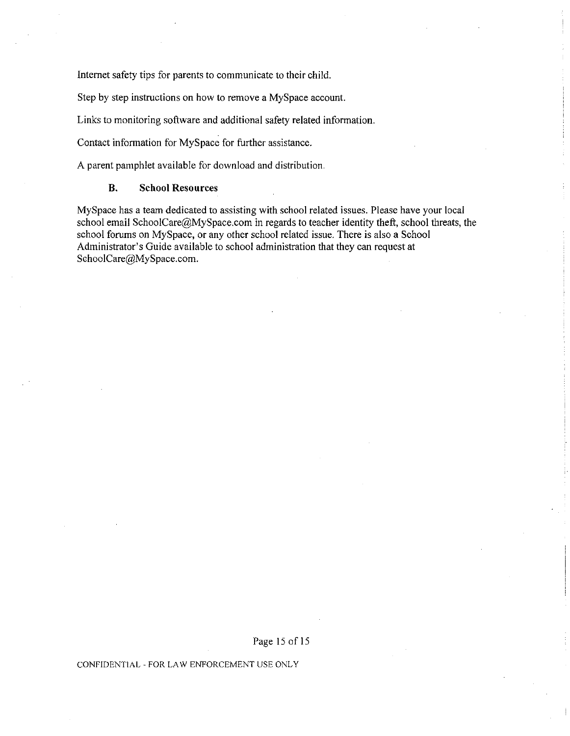Internet safety tips for parents to communicate to their child.

Step by step instructions on how to remove a MySpace account.

Links to monitoring software and additional safety related information.

Contact information for MySpace for further assistance.

A parent pamphlet available for download and distribution.

### B. School Resources

MySpace has a team dedicated to assisting with school related issues. Please have your local school email SchoolCare@MySpace.com in regards to teacher identity theft, school threats, the school forums on MySpace, or any other school related issue. There is also a School Administrator's Guide available to school administration that they can request at SchoolCare@MySpace.com.